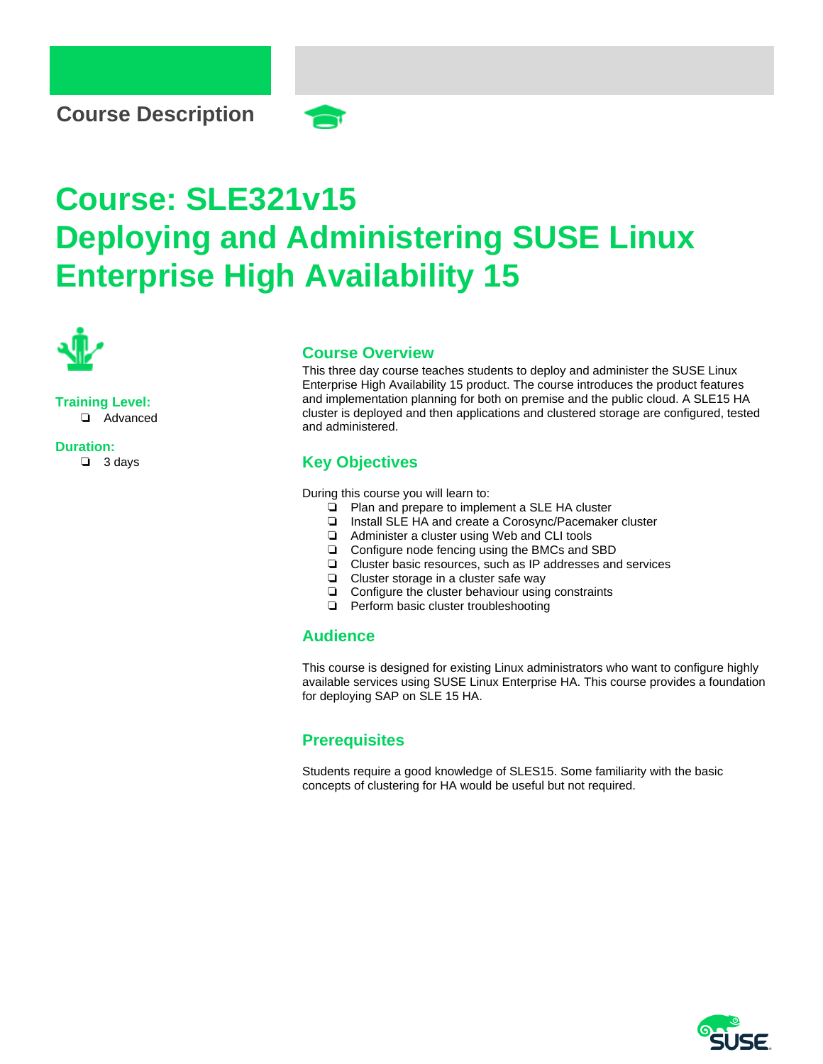Course Description

# Course: SLE321v15
# Deploying and Administering SUSE Linux Enterprise High Availability 15

**Training Level:**

- Advanced

**Duration:**

- 3 days

## Course Overview

This three day course teaches students to deploy and administer the SUSE Linux Enterprise High Availability 15 product. The course introduces the product features and implementation planning for both on premise and the public cloud. A SLE15 HA cluster is deployed and then applications and clustered storage are configured, tested and administered.

## Key Objectives

During this course you will learn to:

- Plan and prepare to implement a SLE HA cluster
- Install SLE HA and create a Corosync/Pacemaker cluster
- Administer a cluster using Web and CLI tools
- Configure node fencing using the BMCs and SBD
- Cluster basic resources, such as IP addresses and services
- Cluster storage in a cluster safe way
- Configure the cluster behaviour using constraints
- Perform basic cluster troubleshooting

## Audience

This course is designed for existing Linux administrators who want to configure highly available services using SUSE Linux Enterprise HA. This course provides a foundation for deploying SAP on SLE 15 HA.

## Prerequisites

Students require a good knowledge of SLES15. Some familiarity with the basic concepts of clustering for HA would be useful but not required.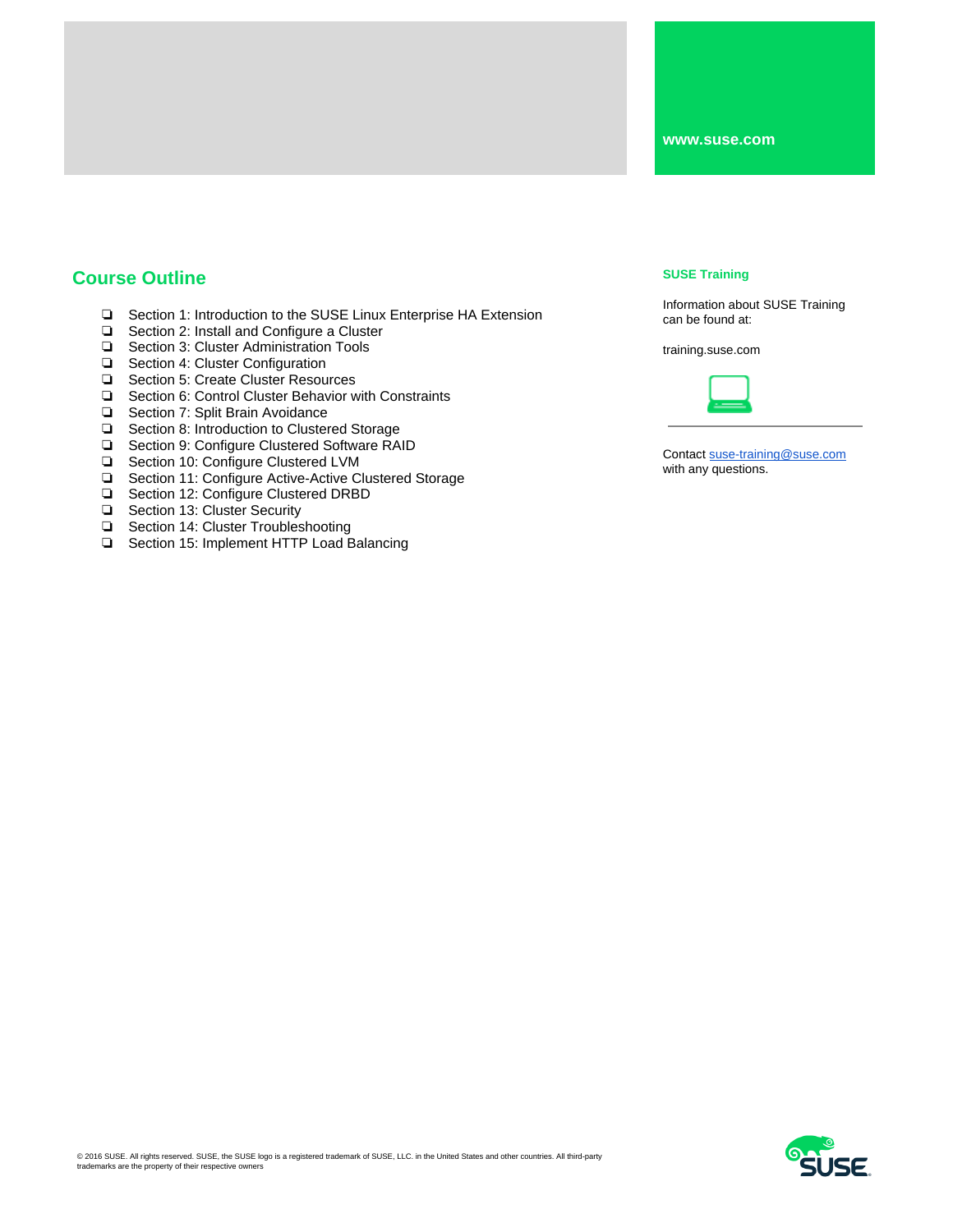www.suse.com

## Course Outline

- ❑ Section 1: Introduction to the SUSE Linux Enterprise HA Extension
- ❑ Section 2: Install and Configure a Cluster
- ❑ Section 3: Cluster Administration Tools
- ❑ Section 4: Cluster Configuration
- ❑ Section 5: Create Cluster Resources
- ❑ Section 6: Control Cluster Behavior with Constraints
- ❑ Section 7: Split Brain Avoidance
- ❑ Section 8: Introduction to Clustered Storage
- ❑ Section 9: Configure Clustered Software RAID
- ❑ Section 10: Configure Clustered LVM
- ❑ Section 11: Configure Active-Active Clustered Storage
- ❑ Section 12: Configure Clustered DRBD
- ❑ Section 13: Cluster Security
- ❑ Section 14: Cluster Troubleshooting
- ❑ Section 15: Implement HTTP Load Balancing

### SUSE Training

Information about SUSE Training can be found at:

training.suse.com

Contact suse-training@suse.com with any questions.

© 2016 SUSE. All rights reserved. SUSE, the SUSE logo is a registered trademark of SUSE, LLC. in the United States and other countries. All third-party trademarks are the property of their respective owners